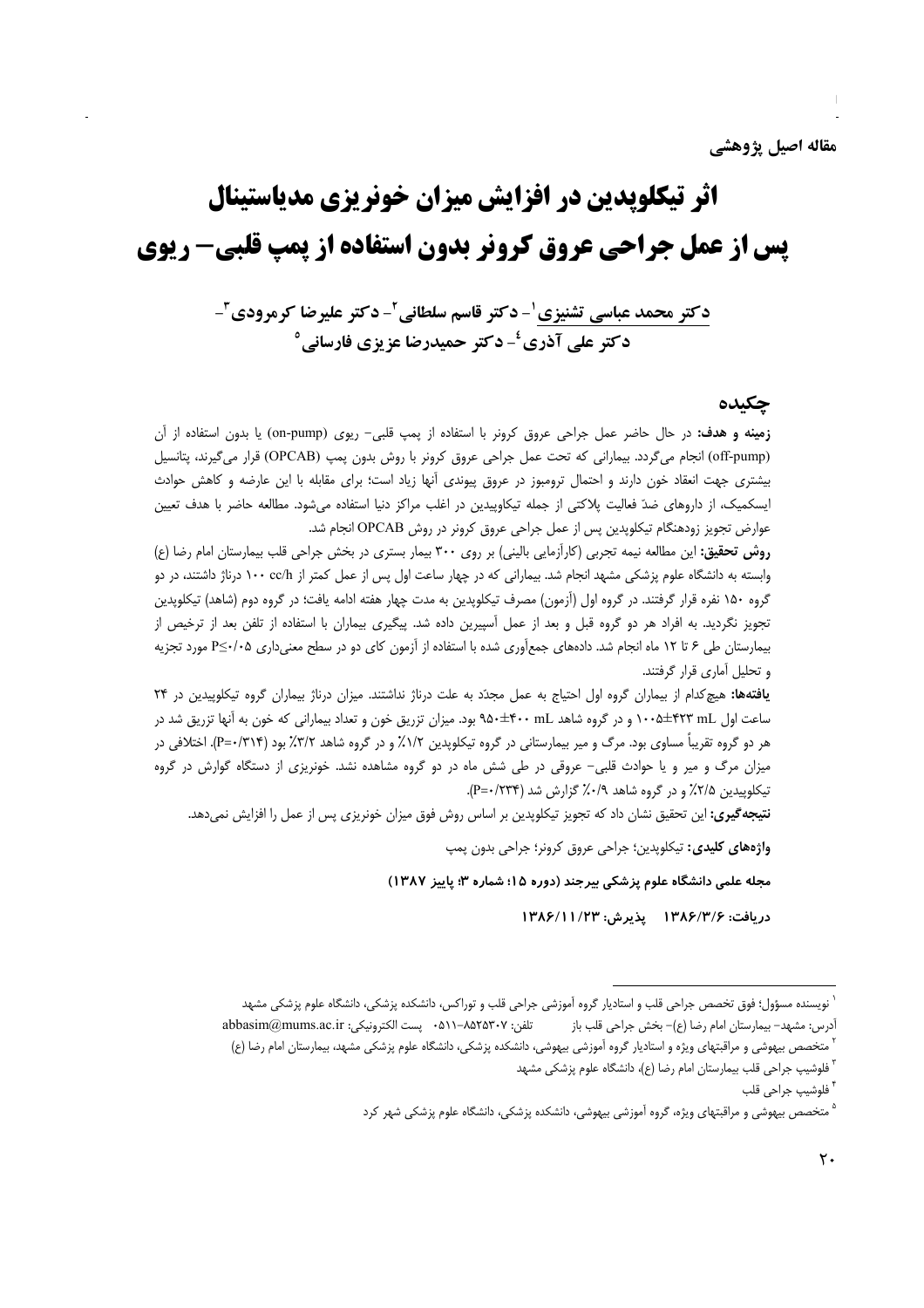مقاله اصیل پژوهشی

# اثر تیکلوپدین در افزایش میزان خونریزی مدیاستینال پس از عمل جراحی عروق کرونر بدون استفاده از پمپ قلبی– ریوی

دکتر محمد عباسی تشنیزی[1]- دکتر قاسم سلطانی[2]- دکتر علیرضا کرمرودی[3]- دکتر علی آذری[4]- دکتر حمیدرضا عزیزی فارسانی[5]

## چکیده

**زمینه و هدف:** در حال حاضر عمل جراحی عروق کرونر با استفاده از پمپ قلبی- ریوی (on-pump) یا بدون استفاده از آن (off-pump) انجام می‌گردد. بیمارانی که تحت عمل جراحی عروق کرونر با روش بدون پمپ (OPCAB) قرار می‌گیرند، پتانسیل بیشتری جهت انعقاد خون دارند و احتمال ترومبوز در عروق پیوندی آنها زیاد است؛ برای مقابله با این عارضه و کاهش حوادث ایسکمیک، از داروهای ضدّ فعالیت پلاکتی از جمله تیکلوپیدین در اغلب مراکز دنیا استفاده می‌شود. مطالعه حاضر با هدف تعیین عوارض تجویز زودهنگام تیکلوپدین پس از عمل جراحی عروق کرونر در روش OPCAB انجام شد.

**روش تحقیق:** این مطالعه نیمه تجربی (کارآزمایی بالینی) بر روی ۳۰۰ بیمار بستری در بخش جراحی قلب بیمارستان امام رضا (ع) وابسته به دانشگاه علوم پزشکی مشهد انجام شد. بیمارانی که در چهار ساعت اول پس از عمل کمتر از ۱۰۰ cc/h درناژ داشتند، در دو گروه ۱۵۰ نفره قرار گرفتند. در گروه اول (آزمون) مصرف تیکلوپدین به مدت چهار هفته ادامه یافت؛ در گروه دوم (شاهد) تیکلوپدین تجویز نگردید. به افراد هر دو گروه قبل و بعد از عمل آسپیرین داده شد. پیگیری بیماران با استفاده از تلفن بعد از ترخیص از بیمارستان طی ۶ تا ۱۲ ماه انجام شد. داده‌های جمع‌آوری شده با استفاده از آزمون کای دو در سطح معنی‌داری P≤۰/۰۵ مورد تجزیه و تحلیل آماری قرار گرفتند.

**یافته‌ها:** هیچ‌کدام از بیماران گروه اول احتیاج به عمل مجدّد به علت درناژ نداشتند. میزان درناژ بیماران گروه تیکلوپیدین در ۲۴ ساعت اول mL ۴۲۳±۱۰۰۵ و در گروه شاهد mL ۴۰۰±۹۵۰ بود. میزان تزریق خون و تعداد بیمارانی که خون به آنها تزریق شد در هر دو گروه تقریباً مساوی بود. مرگ و میر بیمارستانی در گروه تیکلوپدین ۱/۲٪ و در گروه شاهد ۳/۲٪ بود (P=۰/۳۱۴). اختلافی در میزان مرگ و میر و یا حوادث قلبی- عروقی در طی شش ماه در دو گروه مشاهده نشد. خونریزی از دستگاه گوارش در گروه تیکلوپیدین ۲/۵٪ و در گروه شاهد ۰/۹٪ گزارش شد (P=۰/۲۳۴).

**نتیجه‌گیری:** این تحقیق نشان داد که تجویز تیکلوپدین بر اساس روش فوق میزان خونریزی پس از عمل را افزایش نمی‌دهد.

**واژه‌های کلیدی:** تیکلوپدین؛ جراحی عروق کرونر؛ جراحی بدون پمپ

**مجله علمی دانشگاه علوم پزشکی بیرجند (دوره ۱۵؛ شماره ۳؛ پاییز ۱۳۸۷)**

**دریافت: ۱۳۸۶/۳/۶ پذیرش: ۱۳۸۶/۱۱/۲۳**

---

[1] نویسنده مسؤول؛ فوق تخصص جراحی قلب و استادیار گروه آموزشی جراحی قلب و توراکس، دانشکده پزشکی، دانشگاه علوم پزشکی مشهد
آدرس: مشهد– بیمارستان امام رضا (ع)– بخش جراحی قلب باز تلفن: ۸۵۲۵۳۰۷-۰۵۱۱ پست الکترونیکی: abbasim@mums.ac.ir

[2] متخصص بیهوشی و مراقبتهای ویژه و استادیار گروه آموزشی بیهوشی، دانشکده پزشکی، دانشگاه علوم پزشکی مشهد، بیمارستان امام رضا (ع)

[3] فلوشیپ جراحی قلب بیمارستان امام رضا (ع)، دانشگاه علوم پزشکی مشهد

[4] فلوشیپ جراحی قلب

[5] متخصص بیهوشی و مراقبتهای ویژه، گروه آموزشی بیهوشی، دانشکده پزشکی، دانشگاه علوم پزشکی شهر کرد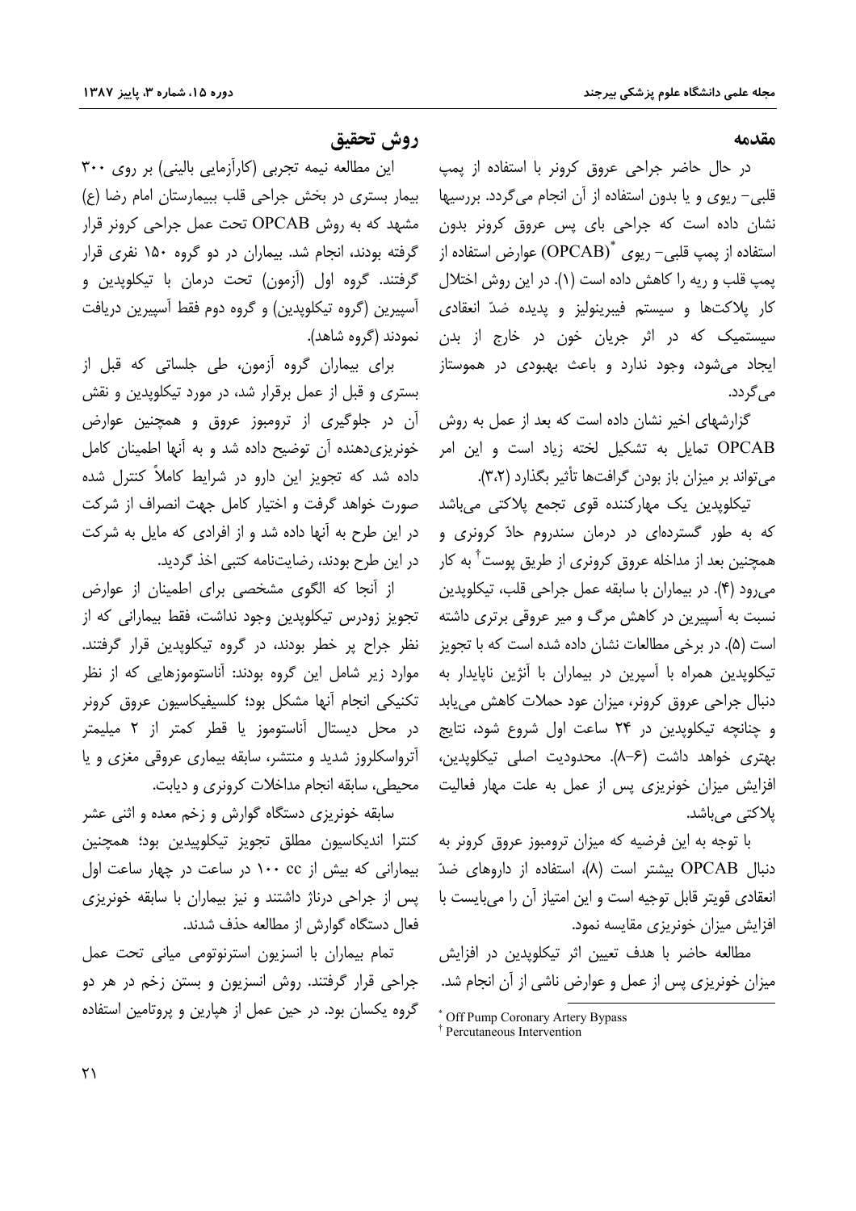## مقدمه

در حال حاضر جراحی عروق کرونر با استفاده از پمپ قلبی- ریوی و یا بدون استفاده از آن انجام می‌گردد. بررسیها نشان داده است که جراحی بای پس عروق کرونر بدون استفاده از پمپ قلبی- ریوی (OPCAB)[*] عوارض استفاده از پمپ قلب و ریه را کاهش داده است (۱). در این روش اختلال کار پلاکت‌ها و سیستم فیبرینولیز و پدیده ضدّ انعقادی سیستمیک که در اثر جریان خون در خارج از بدن ایجاد می‌شود، وجود ندارد و باعث بهبودی در هموستاز می‌گردد.

گزارشهای اخیر نشان داده است که بعد از عمل به روش OPCAB تمایل به تشکیل لخته زیاد است و این امر می‌تواند بر میزان باز بودن گرافت‌ها تأثیر بگذارد (۳،۲).

تیکلوپیدین یک مهارکننده قوی تجمع پلاکتی می‌باشد که به طور گسترده‌ای در درمان سندروم حادّ کرونری و همچنین بعد از مداخله عروق کرونری از طریق پوست[†] به کار می‌رود (۴). در بیماران با سابقه عمل جراحی قلب، تیکلوپیدین نسبت به آسپیرین در کاهش مرگ و میر عروقی برتری داشته است (۵). در برخی مطالعات نشان داده شده است که با تجویز تیکلوپیدین همراه با آسپرین در بیماران با آنژین ناپایدار به دنبال جراحی عروق کرونر، میزان عود حملات کاهش می‌یابد و چنانچه تیکلوپیدین در ۲۴ ساعت اول شروع شود، نتایج بهتری خواهد داشت (۶-۸). محدودیت اصلی تیکلوپیدین، افزایش میزان خونریزی پس از عمل به علت مهار فعالیت پلاکتی می‌باشد.

با توجه به این فرضیه که میزان ترومبوز عروق کرونر به دنبال OPCAB بیشتر است (۸)، استفاده از داروهای ضدّ انعقادی قویتر قابل توجیه است و این امتیاز آن را می‌بایست با افزایش میزان خونریزی مقایسه نمود.

مطالعه حاضر با هدف تعیین اثر تیکلوپیدین در افزایش میزان خونریزی پس از عمل و عوارض ناشی از آن انجام شد.

## روش تحقیق

این مطالعه نیمه تجربی (کارآزمایی بالینی) بر روی ۳۰۰ بیمار بستری در بخش جراحی قلب بیمارستان امام رضا (ع) مشهد که به روش OPCAB تحت عمل جراحی کرونر قرار گرفته بودند، انجام شد. بیماران در دو گروه ۱۵۰ نفری قرار گرفتند. گروه اول (آزمون) تحت درمان با تیکلوپدین و آسپیرین (گروه تیکلوپدین) و گروه دوم فقط آسپیرین دریافت نمودند (گروه شاهد).

برای بیماران گروه آزمون، طی جلساتی که قبل از بستری و قبل از عمل برقرار شد، در مورد تیکلوپدین و نقش آن در جلوگیری از ترومبوز عروق و همچنین عوارض خونریزی‌دهنده آن توضیح داده شد و به آنها اطمینان کامل داده شد که تجویز این دارو در شرایط کاملاً کنترل شده صورت خواهد گرفت و اختیار کامل جهت انصراف از شرکت در این طرح به آنها داده شد و از افرادی که مایل به شرکت در این طرح بودند، رضایت‌نامه کتبی اخذ گردید.

از آنجا که الگوی مشخصی برای اطمینان از عوارض تجویز زودرس تیکلوپدین وجود نداشت، فقط بیمارانی که از نظر جراح پر خطر بودند، در گروه تیکلوپدین قرار گرفتند. موارد زیر شامل این گروه بودند: آناستوموزهایی که از نظر تکنیکی انجام آنها مشکل بود؛ کلسیفیکاسیون عروق کرونر در محل دیستال آناستوموز یا قطر کمتر از ۲ میلیمتر آترواسکلروز شدید و منتشر، سابقه بیماری عروقی مغزی و یا محیطی، سابقه انجام مداخلات کرونری و دیابت.

سابقه خونریزی دستگاه گوارش و زخم معده و اثنی عشر کنترا اندیکاسیون مطلق تجویز تیکلوپیدین بود؛ همچنین بیمارانی که بیش از ۱۰۰ cc در ساعت در چهار ساعت اول پس از جراحی درناژ داشتند و نیز بیماران با سابقه خونریزی فعال دستگاه گوارش از مطالعه حذف شدند.

تمام بیماران با انسزیون استرنوتومی میانی تحت عمل جراحی قرار گرفتند. روش انسزیون و بستن زخم در هر دو گروه یکسان بود. در حین عمل از هپارین و پروتامین استفاده

---

[*] Off Pump Coronary Artery Bypass

[†] Percutaneous Intervention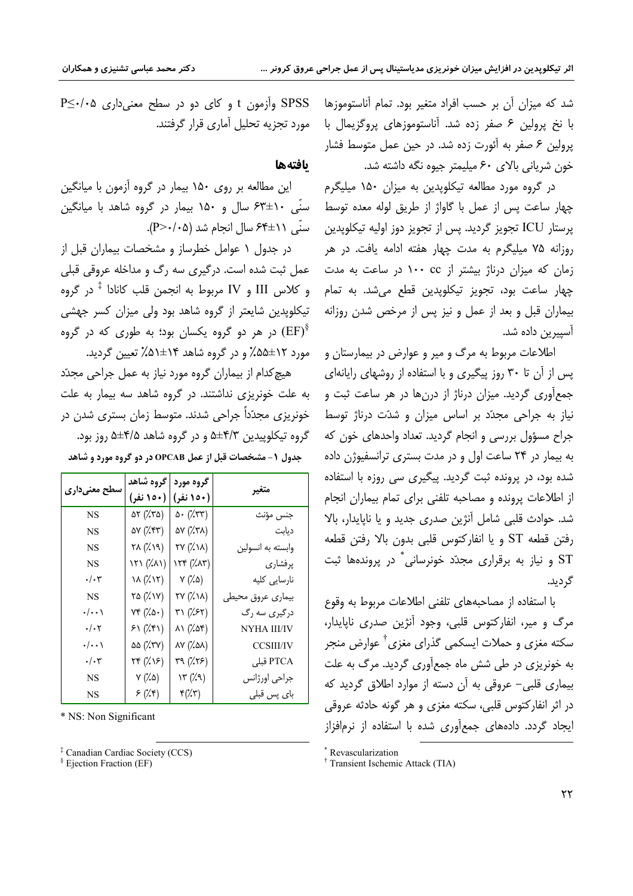شد که میزان آن بر حسب افراد متغیر بود. تمام آناستوموزها با نخ پرولین ۶ صفر زده شد. آناستوموزهای پروگزیمال با پرولین ۶ صفر به آئورت زده شد. در حین عمل متوسط فشار خون شریانی بالای ۶۰ میلیمتر جیوه نگه داشته شد.

در گروه مورد مطالعه تیکلوپدین به میزان ۱۵۰ میلیگرم چهار ساعت پس از عمل با گاواژ از طریق لوله معده توسط پرستار ICU تجویز گردید. پس از تجویز دوز اولیه تیکلوپدین روزانه ۷۵ میلیگرم به مدت چهار هفته ادامه یافت. در هر زمان که میزان درناژ بیشتر از ۱۰۰ cc در ساعت به مدت چهار ساعت بود، تجویز تیکلوپدین قطع میشد. به تمام بیماران قبل و بعد از عمل و نیز پس از مرخص شدن روزانه آسپیرین داده شد.

اطلاعات مربوط به مرگ و میر و عوارض در بیمارستان و پس از آن تا ۳۰ روز پیگیری و با استفاده از روشهای رایانهای جمعآوری گردید. میزان درناژ از درنها در هر ساعت ثبت و نیاز به جراحی مجدّد بر اساس میزان و شدّت درناژ توسط جراح مسؤول بررسی و انجام گردید. تعداد واحدهای خون که به بیمار در ۲۴ ساعت اول و در مدت بستری ترانسفیوژن داده شده بود، در پرونده ثبت گردید. پیگیری سی روزه با استفاده از اطلاعات پرونده و مصاحبه تلفنی برای تمام بیماران انجام شد. حوادث قلبی شامل آنژین صدری جدید و یا ناپایدار، بالا رفتن قطعه ST و یا انفارکتوس قلبی بدون بالا رفتن قطعه ST و نیاز به برقراری مجدّد خونرسانی* در پروندهها ثبت گردید.

با استفاده از مصاحبههای تلفنی اطلاعات مربوط به وقوع مرگ و میر، انفارکتوس قلبی، وجود آنژین صدری ناپایدار، سکته مغزی و حملات ایسکمی گذرای مغزی† عوارض منجر به خونریزی در طی شش ماه جمعآوری گردید. مرگ به علت بیماری قلبی- عروقی به آن دسته از موارد اطلاق گردید که در اثر انفارکتوس قلبی، سکته مغزی و هر گونه حادثه عروقی ایجاد گردد. دادههای جمعآوری شده با استفاده از نرمافزار SPSS وآزمون t و کای دو در سطح معنیداری $P\leq ۰/۰۵$ مورد تجزیه تحلیل آماری قرار گرفتند.

## یافتهها

این مطالعه بر روی ۱۵۰ بیمار در گروه آزمون با میانگین سنّی ۱۰±۶۳ سال و ۱۵۰ بیمار در گروه شاهد با میانگین سنّی ۱۱±۶۴ سال انجام شد ($P>۰/۰۵$).

در جدول ۱ عوامل خطرساز و مشخصات بیماران قبل از عمل ثبت شده است. درگیری سه رگ و مداخله عروقی قبلی و کلاس III و IV مربوط به انجمن قلب کانادا ‡ در گروه تیکلوپدین شایعتر از گروه شاهد بود ولی میزان کسر جهشی (EF)§ در هر دو گروه یکسان بود؛ به طوری که در گروه مورد ۱۲±۵۵٪ و در گروه شاهد ۱۴±۵۱٪ تعیین گردید.

هیچکدام از بیماران گروه مورد نیاز به عمل جراحی مجدّد به علت خونریزی نداشتند. در گروه شاهد سه بیمار به علت خونریزی مجدّداً جراحی شدند. متوسط زمان بستری شدن در گروه تیکلوپیدین ۴/۳±۵ و در گروه شاهد ۴/۵±۵ روز بود.

**جدول ۱- مشخصات قبل از عمل OPCAB در دو گروه مورد و شاهد**

| متغیر | گروه مورد (۱۵۰ نفر) | گروه شاهد (۱۵۰ نفر) | سطح معنیداری |
|---|---|---|---|
| جنس مؤنث | ۵۰ (٪۳۳) | ۵۲ (٪۳۵) | NS |
| دیابت | ۵۷ (٪۳۸) | ۵۷ (٪۴۳) | NS |
| وابسته به انسولین | ۲۷ (٪۱۸) | ۲۸ (٪۱۹) | NS |
| پرفشاری | ۱۲۴ (٪۸۳) | ۱۲۱ (٪۸۱) | NS |
| نارسایی کلیه | ۷ (٪۵) | ۱۸ (٪۱۲) | ۰/۰۳ |
| بیماری عروق محیطی | ۲۷ (٪۱۸) | ۲۵ (٪۱۷) | NS |
| درگیری سه رگ | ۳۱ (٪۶۲) | ۷۴ (٪۵۰) | ۰/۰۰۱ |
| NYHA III/IV | ۸۱ (٪۵۴) | ۶۱ (٪۴۱) | ۰/۰۲ |
| CCSIII/IV | ۸۷ (٪۵۸) | ۵۵ (٪۳۷) | ۰/۰۰۱ |
| PTCA قبلی | ۳۹ (٪۲۶) | ۲۴ (٪۱۶) | ۰/۰۳ |
| جراحی اورژانس | ۱۳ (٪۹) | ۷ (٪۵) | NS |
| بای پس قبلی | ۴(٪۳) | ۶ (٪۴) | NS |

\* NS: Non Significant

\* Revascularization
† Transient Ischemic Attack (TIA)
‡ Canadian Cardiac Society (CCS)
§ Ejection Fraction (EF)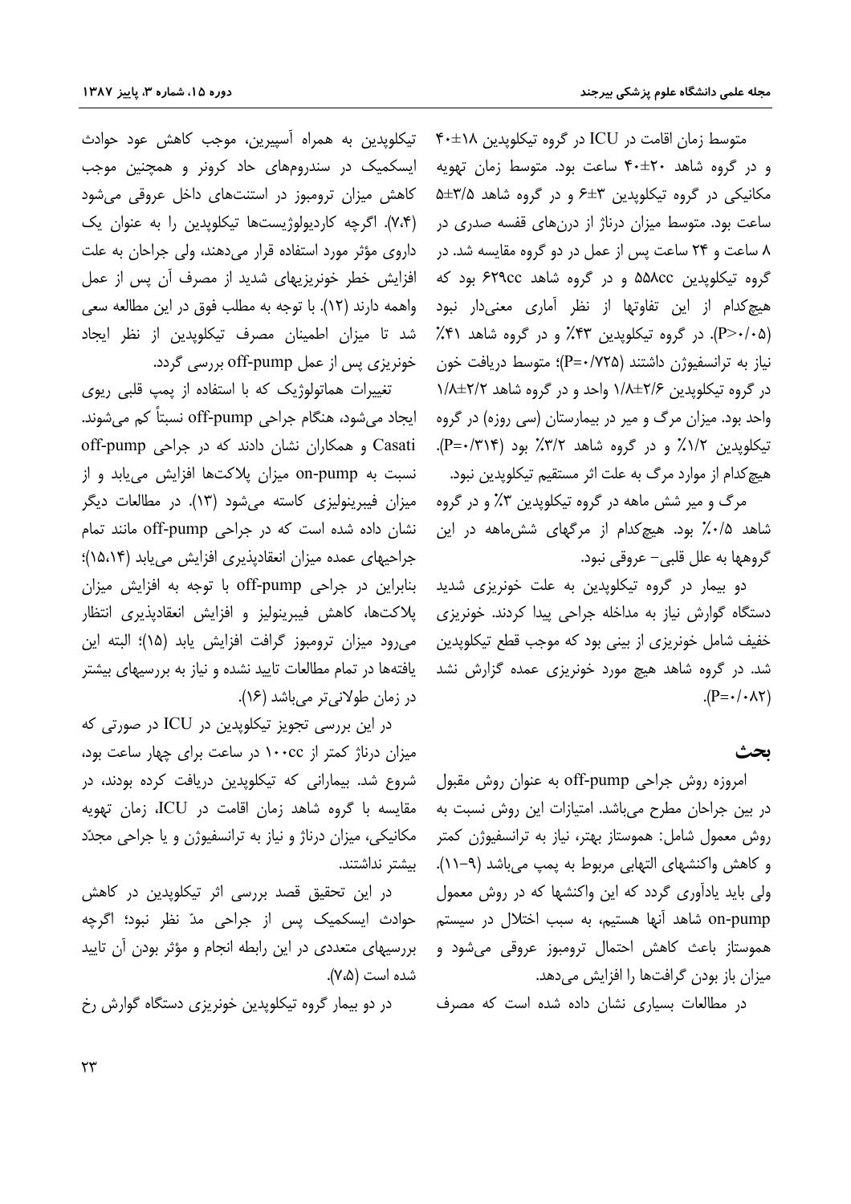متوسط زمان اقامت در ICU در گروه تیکلوپیدین ۱۸±۴۰ و در گروه شاهد ۲۰±۴۰ ساعت بود. متوسط زمان تهویه مکانیکی در گروه تیکلوپیدین ۳±۶ و در گروه شاهد ۳/۵±۵ ساعت بود. متوسط میزان درناژ از درن‌های قفسه صدری در ۸ ساعت و ۲۴ ساعت پس از عمل در دو گروه مقایسه شد. در گروه تیکلوپیدین ۵۵۸cc و در گروه شاهد ۶۲۹cc بود که هیچ‌کدام از این تفاوتها از نظر آماری معنی‌دار نبود (P>۰/۰۵). در گروه تیکلوپیدین ۴۳٪ و در گروه شاهد ۴۱٪ نیاز به ترانسفیوژن داشتند (P=۰/۷۲۵)؛ متوسط دریافت خون در گروه تیکلوپیدین ۲/۶±۱/۸ واحد و در گروه شاهد ۲/۲±۱/۸ واحد بود. میزان مرگ و میر در بیمارستان (سی روزه) در گروه تیکلوپیدین ۱/۲٪ و در گروه شاهد ۳/۲٪ بود (P=۰/۳۱۴). هیچ‌کدام از موارد مرگ به علت اثر مستقیم تیکلوپیدین نبود.

مرگ و میر شش ماهه در گروه تیکلوپیدین ۳٪ و در گروه شاهد ۰/۵٪ بود. هیچ‌کدام از مرگهای شش‌ماهه در این گروهها به علل قلبی- عروقی نبود.

دو بیمار در گروه تیکلوپیدین به علت خونریزی شدید دستگاه گوارش نیاز به مداخله جراحی پیدا کردند. خونریزی خفیف شامل خونریزی از بینی بود که موجب قطع تیکلوپیدین شد. در گروه شاهد هیچ مورد خونریزی عمده گزارش نشد (P=۰/۰۸۲).

## بحث

امروزه روش جراحی off-pump به عنوان روش مقبول در بین جراحان مطرح می‌باشد. امتیازات این روش نسبت به روش معمول شامل: هموستاز بهتر، نیاز به ترانسفیوژن کمتر و کاهش واکنشهای التهابی مربوط به پمپ می‌باشد (۹-۱۱). ولی باید یادآوری گردد که این واکنشها که در روش معمول on-pump شاهد آنها هستیم، به سبب اختلال در سیستم هموستاز باعث کاهش احتمال ترومبوز عروقی می‌شود و میزان باز بودن گرافتها را افزایش می‌دهد.

در مطالعات بسیاری نشان داده شده است که مصرف تیکلوپیدین به همراه آسپیرین، موجب کاهش عود حوادث ایسکمیک در سندروم‌های حاد کرونر و همچنین موجب کاهش میزان ترومبوز در استنت‌های داخل عروقی می‌شود (۷،۴). اگرچه کاردیولوژیستها تیکلوپیدین را به عنوان یک داروی مؤثر مورد استفاده قرار می‌دهند، ولی جراحان به علت افزایش خطر خونریزیهای شدید از مصرف آن پس از عمل واهمه دارند (۱۲). با توجه به مطلب فوق در این مطالعه سعی شد تا میزان اطمینان مصرف تیکلوپیدین از نظر ایجاد خونریزی پس از عمل off-pump بررسی گردد.

تغییرات هماتولوژیک که با استفاده از پمپ قلبی ریوی ایجاد می‌شود، هنگام جراحی off-pump نسبتاً کم می‌شوند. Casati و همکاران نشان دادند که در جراحی off-pump نسبت به on-pump میزان پلاکتها افزایش می‌یابد و از میزان فیبرینولیزی کاسته می‌شود (۱۳). در مطالعات دیگر نشان داده شده است که در جراحی off-pump مانند تمام جراحیهای عمده میزان انعقادپذیری افزایش می‌یابد (۱۵،۱۴)؛ بنابراین در جراحی off-pump با توجه به افزایش میزان پلاکتها، کاهش فیبرینولیز و افزایش انعقادپذیری انتظار می‌رود میزان ترومبوز گرافت افزایش یابد (۱۵)؛ البته این یافته‌ها در تمام مطالعات تایید نشده و نیاز به بررسیهای بیشتر در زمان طولانی‌تر می‌باشد (۱۶).

در این بررسی تجویز تیکلوپیدین در ICU در صورتی که میزان درناژ کمتر از ۱۰۰cc در ساعت برای چهار ساعت بود، شروع شد. بیمارانی که تیکلوپیدین دریافت کرده بودند، در مقایسه با گروه شاهد زمان اقامت در ICU، زمان تهویه مکانیکی، میزان درناژ و نیاز به ترانسفیوژن و یا جراحی مجدّد بیشتر نداشتند.

در این تحقیق قصد بررسی اثر تیکلوپیدین در کاهش حوادث ایسکمیک پس از جراحی مدّ نظر نبود؛ اگرچه بررسیهای متعددی در این رابطه انجام و مؤثر بودن آن تایید شده است (۷،۵).

در دو بیمار گروه تیکلوپیدین خونریزی دستگاه گوارش رخ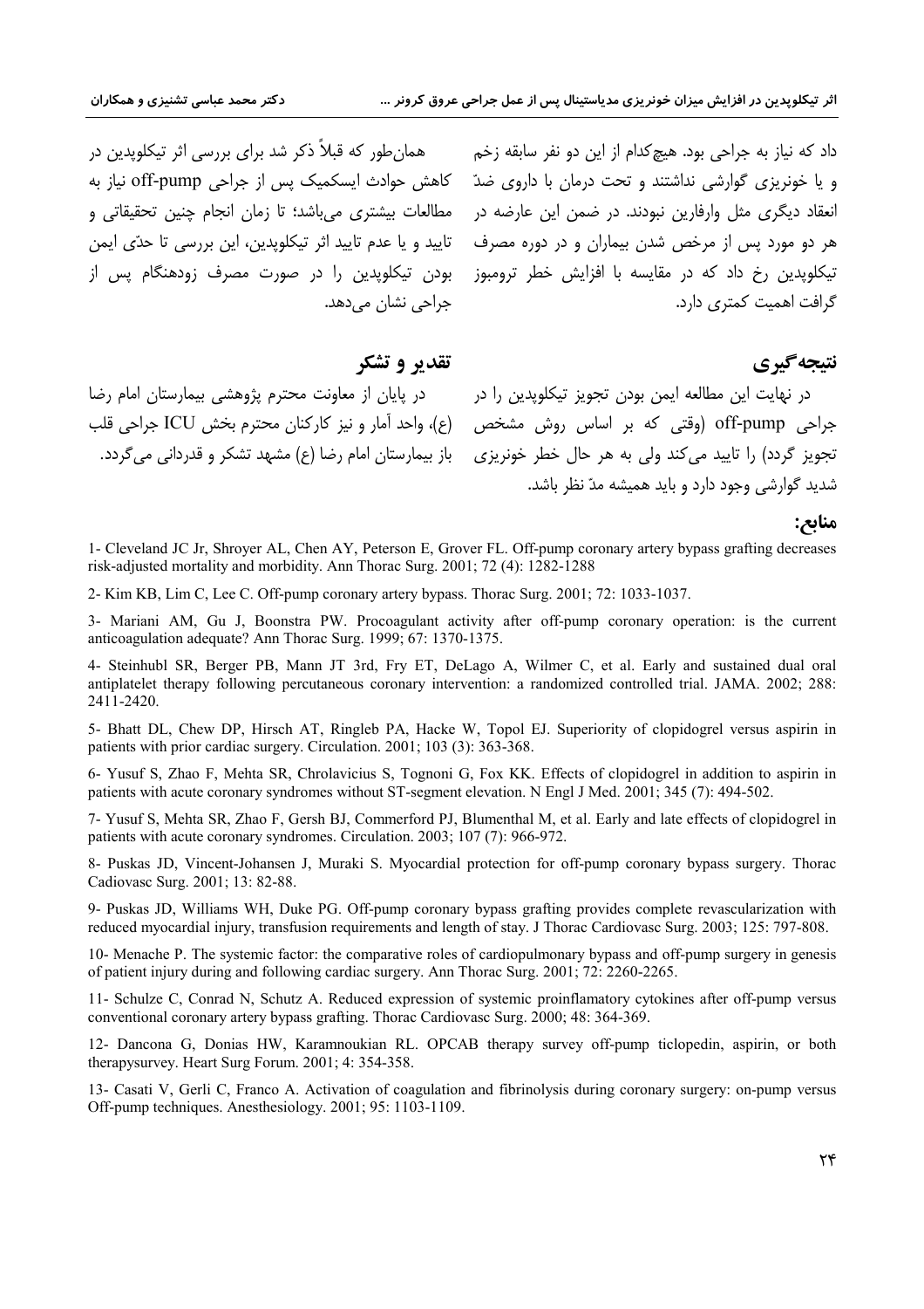داد که نیاز به جراحی بود. هیچ‌کدام از این دو نفر سابقه زخم و یا خونریزی گوارشی نداشتند و تحت درمان با داروی ضدّ انعقاد دیگری مثل وارفارین نبودند. در ضمن این عارضه در هر دو مورد پس از مرخص شدن بیماران و در دوره مصرف تیکلوپدین رخ داد که در مقایسه با افزایش خطر ترومبوز گرافت اهمیت کمتری دارد.

همان‌طور که قبلاً ذکر شد برای بررسی اثر تیکلوپدین در کاهش حوادث ایسکمیک پس از جراحی off-pump نیاز به مطالعات بیشتری می‌باشد؛ تا زمان انجام چنین تحقیقاتی و تایید و یا عدم تایید اثر تیکلوپدین، این بررسی تا حدّی ایمن بودن تیکلوپدین را در صورت مصرف زودهنگام پس از جراحی نشان می‌دهد.

## نتیجه‌گیری

در نهایت این مطالعه ایمن بودن تجویز تیکلوپدین را در جراحی off-pump (وقتی که بر اساس روش مشخص تجویز گردد) را تایید می‌کند ولی به هر حال خطر خونریزی شدید گوارشی وجود دارد و باید همیشه مدّ نظر باشد.

## تقدیر و تشکر

در پایان از معاونت محترم پژوهشی بیمارستان امام رضا (ع)، واحد آمار و نیز کارکنان محترم بخش ICU جراحی قلب باز بیمارستان امام رضا (ع) مشهد تشکر و قدردانی می‌گردد.

## منابع:

1- Cleveland JC Jr, Shroyer AL, Chen AY, Peterson E, Grover FL. Off-pump coronary artery bypass grafting decreases risk-adjusted mortality and morbidity. Ann Thorac Surg. 2001; 72 (4): 1282-1288

2- Kim KB, Lim C, Lee C. Off-pump coronary artery bypass. Thorac Surg. 2001; 72: 1033-1037.

3- Mariani AM, Gu J, Boonstra PW. Procoagulant activity after off-pump coronary operation: is the current anticoagulation adequate? Ann Thorac Surg. 1999; 67: 1370-1375.

4- Steinhubl SR, Berger PB, Mann JT 3rd, Fry ET, DeLago A, Wilmer C, et al. Early and sustained dual oral antiplatelet therapy following percutaneous coronary intervention: a randomized controlled trial. JAMA. 2002; 288: 2411-2420.

5- Bhatt DL, Chew DP, Hirsch AT, Ringleb PA, Hacke W, Topol EJ. Superiority of clopidogrel versus aspirin in patients with prior cardiac surgery. Circulation. 2001; 103 (3): 363-368.

6- Yusuf S, Zhao F, Mehta SR, Chrolavicius S, Tognoni G, Fox KK. Effects of clopidogrel in addition to aspirin in patients with acute coronary syndromes without ST-segment elevation. N Engl J Med. 2001; 345 (7): 494-502.

7- Yusuf S, Mehta SR, Zhao F, Gersh BJ, Commerford PJ, Blumenthal M, et al. Early and late effects of clopidogrel in patients with acute coronary syndromes. Circulation. 2003; 107 (7): 966-972.

8- Puskas JD, Vincent-Johansen J, Muraki S. Myocardial protection for off-pump coronary bypass surgery. Thorac Cadiovasc Surg. 2001; 13: 82-88.

9- Puskas JD, Williams WH, Duke PG. Off-pump coronary bypass grafting provides complete revascularization with reduced myocardial injury, transfusion requirements and length of stay. J Thorac Cardiovasc Surg. 2003; 125: 797-808.

10- Menache P. The systemic factor: the comparative roles of cardiopulmonary bypass and off-pump surgery in genesis of patient injury during and following cardiac surgery. Ann Thorac Surg. 2001; 72: 2260-2265.

11- Schulze C, Conrad N, Schutz A. Reduced expression of systemic proinflamatory cytokines after off-pump versus conventional coronary artery bypass grafting. Thorac Cardiovasc Surg. 2000; 48: 364-369.

12- Dancona G, Donias HW, Karamnoukian RL. OPCAB therapy survey off-pump ticlopedin, aspirin, or both therapysurvey. Heart Surg Forum. 2001; 4: 354-358.

13- Casati V, Gerli C, Franco A. Activation of coagulation and fibrinolysis during coronary surgery: on-pump versus Off-pump techniques. Anesthesiology. 2001; 95: 1103-1109.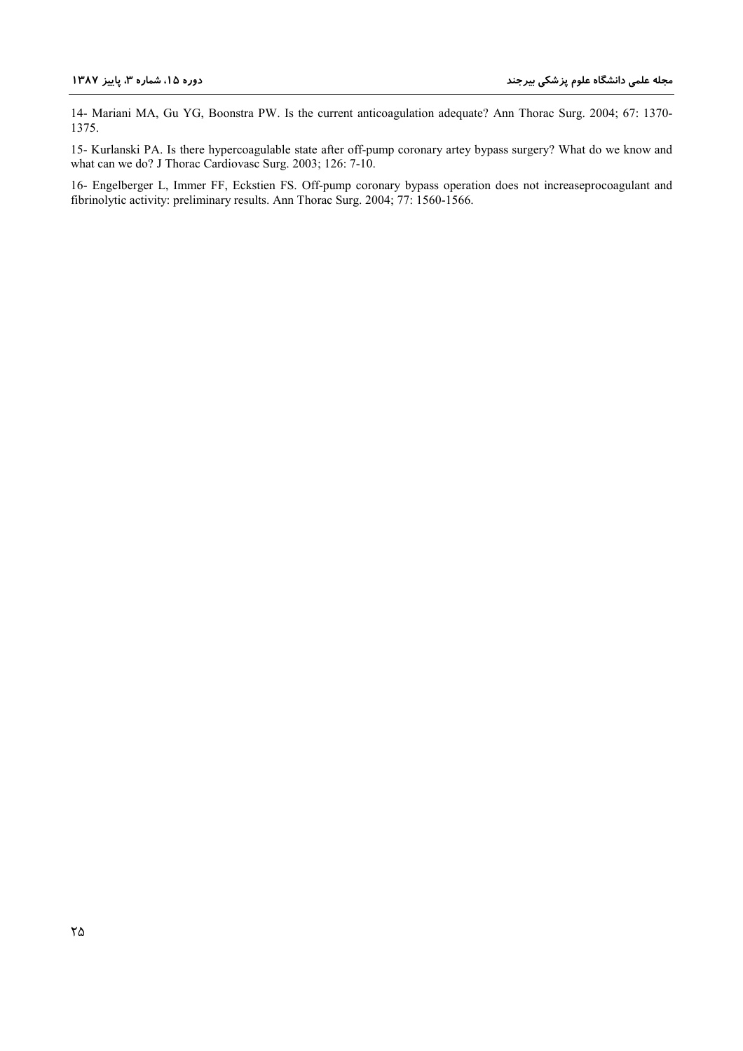14- Mariani MA, Gu YG, Boonstra PW. Is the current anticoagulation adequate? Ann Thorac Surg. 2004; 67: 1370-1375.

15- Kurlanski PA. Is there hypercoagulable state after off-pump coronary artey bypass surgery? What do we know and what can we do? J Thorac Cardiovasc Surg. 2003; 126: 7-10.

16- Engelberger L, Immer FF, Eckstien FS. Off-pump coronary bypass operation does not increaseprocoagulant and fibrinolytic activity: preliminary results. Ann Thorac Surg. 2004; 77: 1560-1566.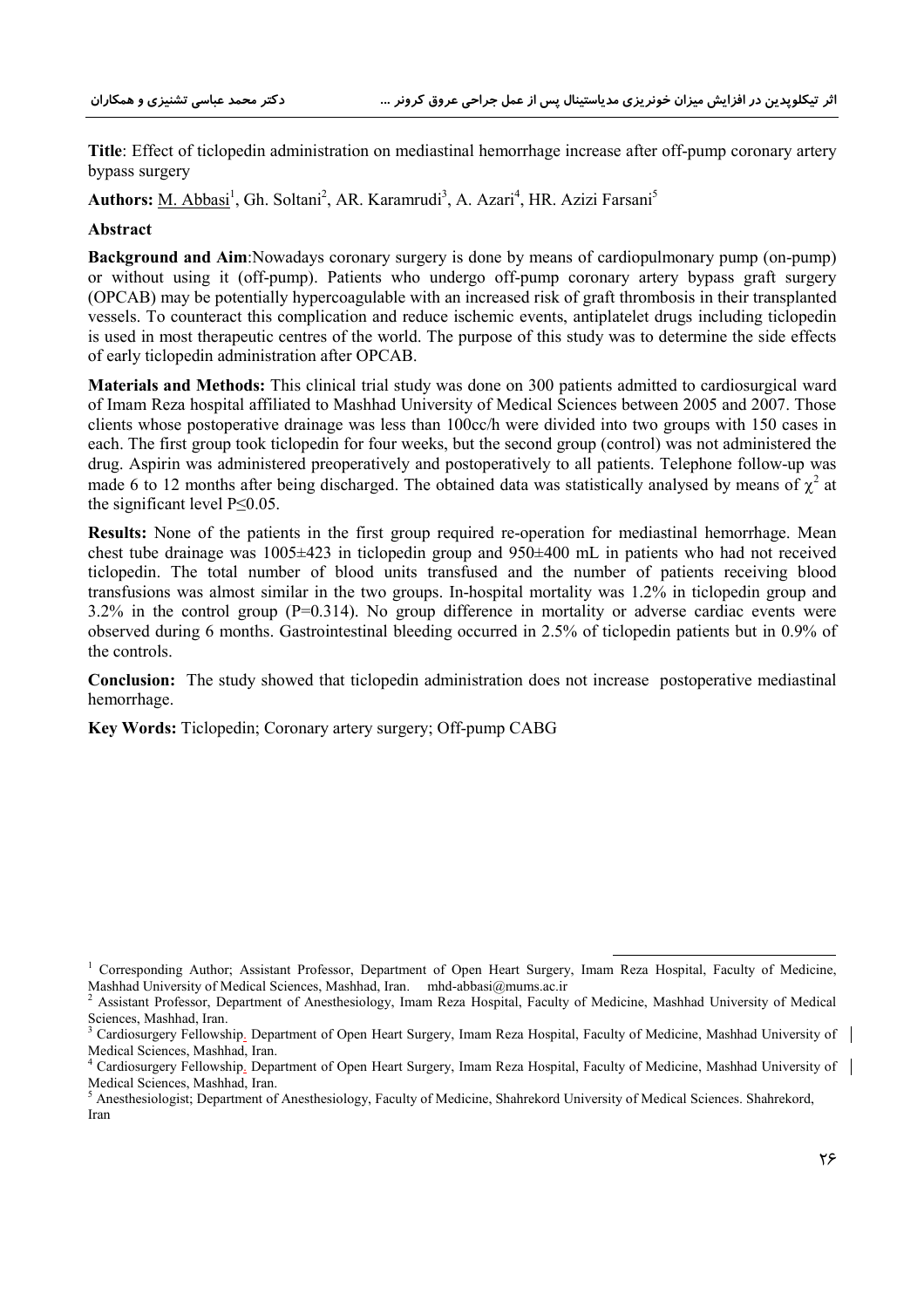**Title**: Effect of ticlopedin administration on mediastinal hemorrhage increase after off-pump coronary artery bypass surgery

**Authors:** M. Abbasi[1], Gh. Soltani[2], AR. Karamrudi[3], A. Azari[4], HR. Azizi Farsani[5]

**Abstract**

**Background and Aim**:Nowadays coronary surgery is done by means of cardiopulmonary pump (on-pump) or without using it (off-pump). Patients who undergo off-pump coronary artery bypass graft surgery (OPCAB) may be potentially hypercoagulable with an increased risk of graft thrombosis in their transplanted vessels. To counteract this complication and reduce ischemic events, antiplatelet drugs including ticlopedin is used in most therapeutic centres of the world. The purpose of this study was to determine the side effects of early ticlopedin administration after OPCAB.

**Materials and Methods:** This clinical trial study was done on 300 patients admitted to cardiosurgical ward of Imam Reza hospital affiliated to Mashhad University of Medical Sciences between 2005 and 2007. Those clients whose postoperative drainage was less than 100cc/h were divided into two groups with 150 cases in each. The first group took ticlopedin for four weeks, but the second group (control) was not administered the drug. Aspirin was administered preoperatively and postoperatively to all patients. Telephone follow-up was made 6 to 12 months after being discharged. The obtained data was statistically analysed by means of $\chi^2$ at the significant level $P \leq 0.05$.

**Results:** None of the patients in the first group required re-operation for mediastinal hemorrhage. Mean chest tube drainage was 1005±423 in ticlopedin group and 950±400 mL in patients who had not received ticlopedin. The total number of blood units transfused and the number of patients receiving blood transfusions was almost similar in the two groups. In-hospital mortality was 1.2% in ticlopedin group and 3.2% in the control group (P=0.314). No group difference in mortality or adverse cardiac events were observed during 6 months. Gastrointestinal bleeding occurred in 2.5% of ticlopedin patients but in 0.9% of the controls.

**Conclusion:** The study showed that ticlopedin administration does not increase postoperative mediastinal hemorrhage.

**Key Words:** Ticlopedin; Coronary artery surgery; Off-pump CABG

---

[1] Corresponding Author; Assistant Professor, Department of Open Heart Surgery, Imam Reza Hospital, Faculty of Medicine, Mashhad University of Medical Sciences, Mashhad, Iran. mhd-abbasi@mums.ac.ir

[2] Assistant Professor, Department of Anesthesiology, Imam Reza Hospital, Faculty of Medicine, Mashhad University of Medical Sciences, Mashhad, Iran.

[3] Cardiosurgery Fellowship. Department of Open Heart Surgery, Imam Reza Hospital, Faculty of Medicine, Mashhad University of Medical Sciences, Mashhad, Iran.

[4] Cardiosurgery Fellowship. Department of Open Heart Surgery, Imam Reza Hospital, Faculty of Medicine, Mashhad University of Medical Sciences, Mashhad, Iran.

[5] Anesthesiologist; Department of Anesthesiology, Faculty of Medicine, Shahrekord University of Medical Sciences. Shahrekord, Iran